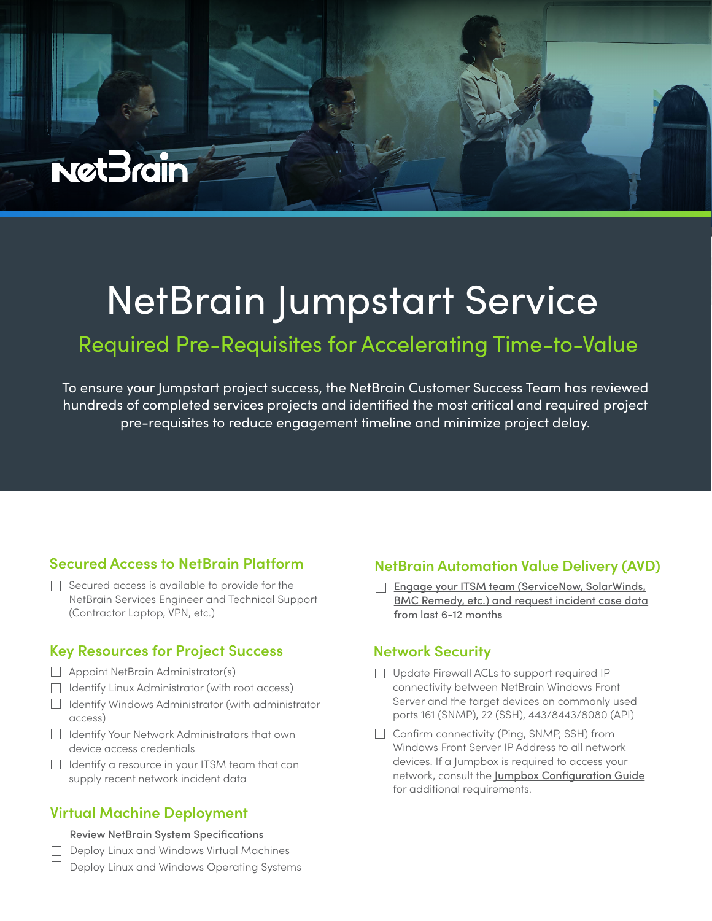# NetBrain Jumpstart Service

## Required Pre-Requisites for Accelerating Time-to-Value

To ensure your Jumpstart project success, the NetBrain Customer Success Team has reviewed hundreds of completed services projects and identified the most critical and required project pre-requisites to reduce engagement timeline and minimize project delay.

### Secured Access to NetBrain Platform

- [ ] Secured access is available to provide for the NetBrain Services Engineer and Technical Support (Contractor Laptop, VPN, etc.)

### Key Resources for Project Success

- [ ] Appoint NetBrain Administrator(s)
- [ ] Identify Linux Administrator (with root access)
- [ ] Identify Windows Administrator (with administrator access)
- [ ] Identify Your Network Administrators that own device access credentials
- [ ] Identify a resource in your ITSM team that can supply recent network incident data

### Virtual Machine Deployment

- [ ] Review NetBrain System Specifications
- [ ] Deploy Linux and Windows Virtual Machines
- [ ] Deploy Linux and Windows Operating Systems

### NetBrain Automation Value Delivery (AVD)

- [ ] Engage your ITSM team (ServiceNow, SolarWinds, BMC Remedy, etc.) and request incident case data from last 6-12 months

### Network Security

- [ ] Update Firewall ACLs to support required IP connectivity between NetBrain Windows Front Server and the target devices on commonly used ports 161 (SNMP), 22 (SSH), 443/8443/8080 (API)
- [ ] Confirm connectivity (Ping, SNMP, SSH) from Windows Front Server IP Address to all network devices. If a Jumpbox is required to access your network, consult the Jumpbox Configuration Guide for additional requirements.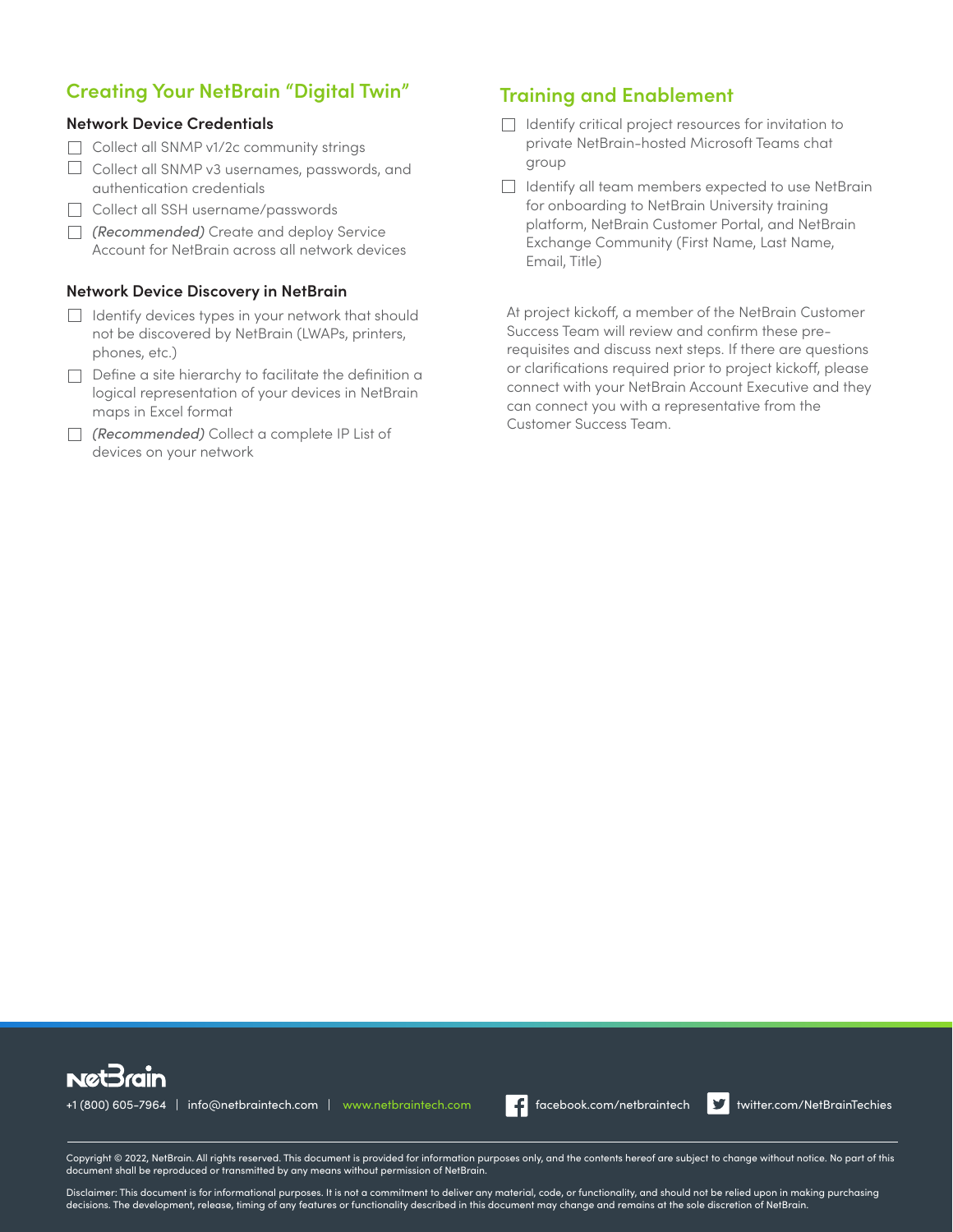## Creating Your NetBrain "Digital Twin"

### Network Device Credentials

- [ ] Collect all SNMP v1/2c community strings
- [ ] Collect all SNMP v3 usernames, passwords, and authentication credentials
- [ ] Collect all SSH username/passwords
- [ ] *(Recommended)* Create and deploy Service Account for NetBrain across all network devices

### Network Device Discovery in NetBrain

- [ ] Identify devices types in your network that should not be discovered by NetBrain (LWAPs, printers, phones, etc.)
- [ ] Define a site hierarchy to facilitate the definition a logical representation of your devices in NetBrain maps in Excel format
- [ ] *(Recommended)* Collect a complete IP List of devices on your network

## Training and Enablement

- [ ] Identify critical project resources for invitation to private NetBrain-hosted Microsoft Teams chat group
- [ ] Identify all team members expected to use NetBrain for onboarding to NetBrain University training platform, NetBrain Customer Portal, and NetBrain Exchange Community (First Name, Last Name, Email, Title)

At project kickoff, a member of the NetBrain Customer Success Team will review and confirm these pre-requisites and discuss next steps. If there are questions or clarifications required prior to project kickoff, please connect with your NetBrain Account Executive and they can connect you with a representative from the Customer Success Team.

NetBrain

+1 (800) 605-7964 | info@netbraintech.com | www.netbraintech.com

facebook.com/netbraintech

twitter.com/NetBrainTechies

Copyright © 2022, NetBrain. All rights reserved. This document is provided for information purposes only, and the contents hereof are subject to change without notice. No part of this document shall be reproduced or transmitted by any means without permission of NetBrain.

Disclaimer: This document is for informational purposes. It is not a commitment to deliver any material, code, or functionality, and should not be relied upon in making purchasing decisions. The development, release, timing of any features or functionality described in this document may change and remains at the sole discretion of NetBrain.